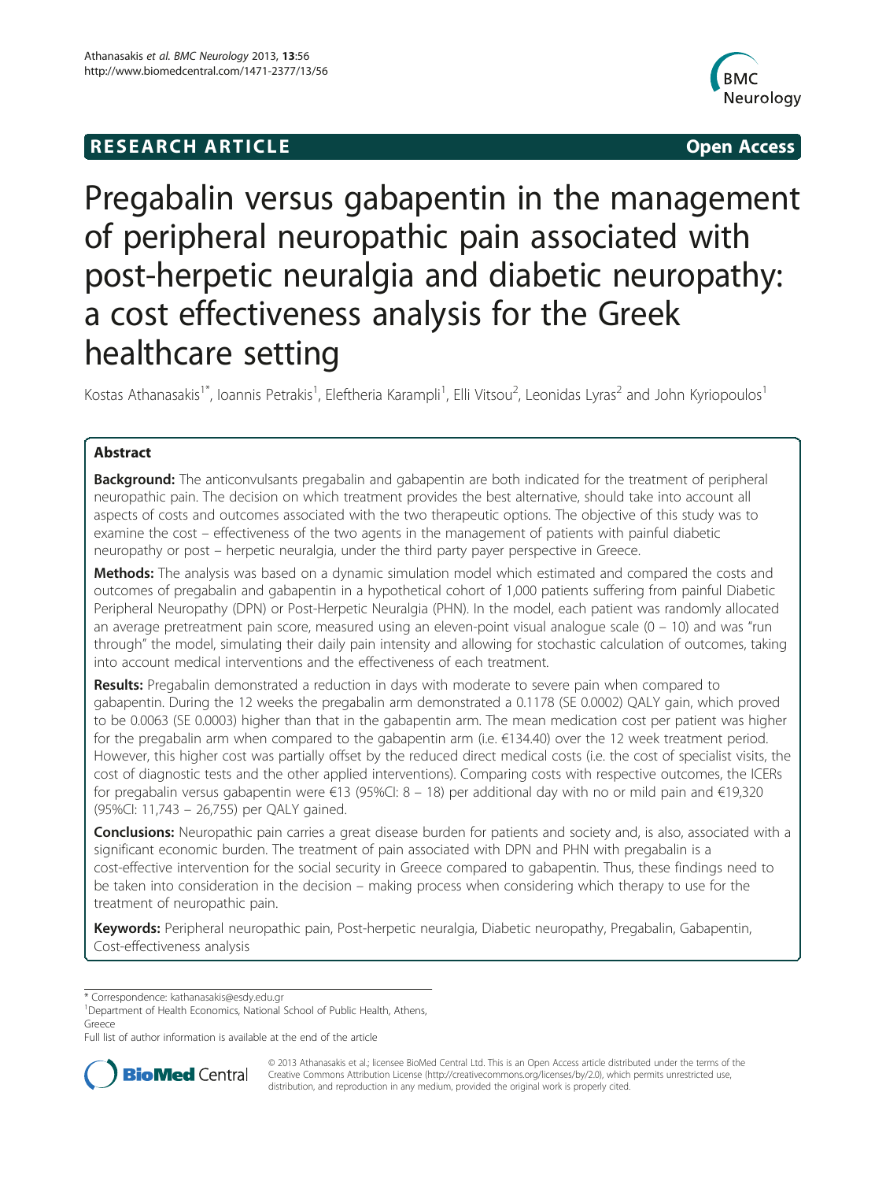**RESEARCH ARTICLE** **Open Access**

# Pregabalin versus gabapentin in the management of peripheral neuropathic pain associated with post-herpetic neuralgia and diabetic neuropathy: a cost effectiveness analysis for the Greek healthcare setting

Kostas Athanasakis[1*], Ioannis Petrakis[1], Eleftheria Karampli[1], Elli Vitsou[2], Leonidas Lyras[2] and John Kyriopoulos[1]

## Abstract

**Background:** The anticonvulsants pregabalin and gabapentin are both indicated for the treatment of peripheral neuropathic pain. The decision on which treatment provides the best alternative, should take into account all aspects of costs and outcomes associated with the two therapeutic options. The objective of this study was to examine the cost – effectiveness of the two agents in the management of patients with painful diabetic neuropathy or post – herpetic neuralgia, under the third party payer perspective in Greece.

**Methods:** The analysis was based on a dynamic simulation model which estimated and compared the costs and outcomes of pregabalin and gabapentin in a hypothetical cohort of 1,000 patients suffering from painful Diabetic Peripheral Neuropathy (DPN) or Post-Herpetic Neuralgia (PHN). In the model, each patient was randomly allocated an average pretreatment pain score, measured using an eleven-point visual analogue scale (0 – 10) and was "run through" the model, simulating their daily pain intensity and allowing for stochastic calculation of outcomes, taking into account medical interventions and the effectiveness of each treatment.

**Results:** Pregabalin demonstrated a reduction in days with moderate to severe pain when compared to gabapentin. During the 12 weeks the pregabalin arm demonstrated a 0.1178 (SE 0.0002) QALY gain, which proved to be 0.0063 (SE 0.0003) higher than that in the gabapentin arm. The mean medication cost per patient was higher for the pregabalin arm when compared to the gabapentin arm (i.e. €134.40) over the 12 week treatment period. However, this higher cost was partially offset by the reduced direct medical costs (i.e. the cost of specialist visits, the cost of diagnostic tests and the other applied interventions). Comparing costs with respective outcomes, the ICERs for pregabalin versus gabapentin were €13 (95%CI: 8 – 18) per additional day with no or mild pain and €19,320 (95%CI: 11,743 – 26,755) per QALY gained.

**Conclusions:** Neuropathic pain carries a great disease burden for patients and society and, is also, associated with a significant economic burden. The treatment of pain associated with DPN and PHN with pregabalin is a cost-effective intervention for the social security in Greece compared to gabapentin. Thus, these findings need to be taken into consideration in the decision – making process when considering which therapy to use for the treatment of neuropathic pain.

**Keywords:** Peripheral neuropathic pain, Post-herpetic neuralgia, Diabetic neuropathy, Pregabalin, Gabapentin, Cost-effectiveness analysis

---

\* Correspondence: kathanasakis@esdy.edu.gr

[1]Department of Health Economics, National School of Public Health, Athens, Greece

Full list of author information is available at the end of the article

© 2013 Athanasakis et al.; licensee BioMed Central Ltd. This is an Open Access article distributed under the terms of the Creative Commons Attribution License (http://creativecommons.org/licenses/by/2.0), which permits unrestricted use, distribution, and reproduction in any medium, provided the original work is properly cited.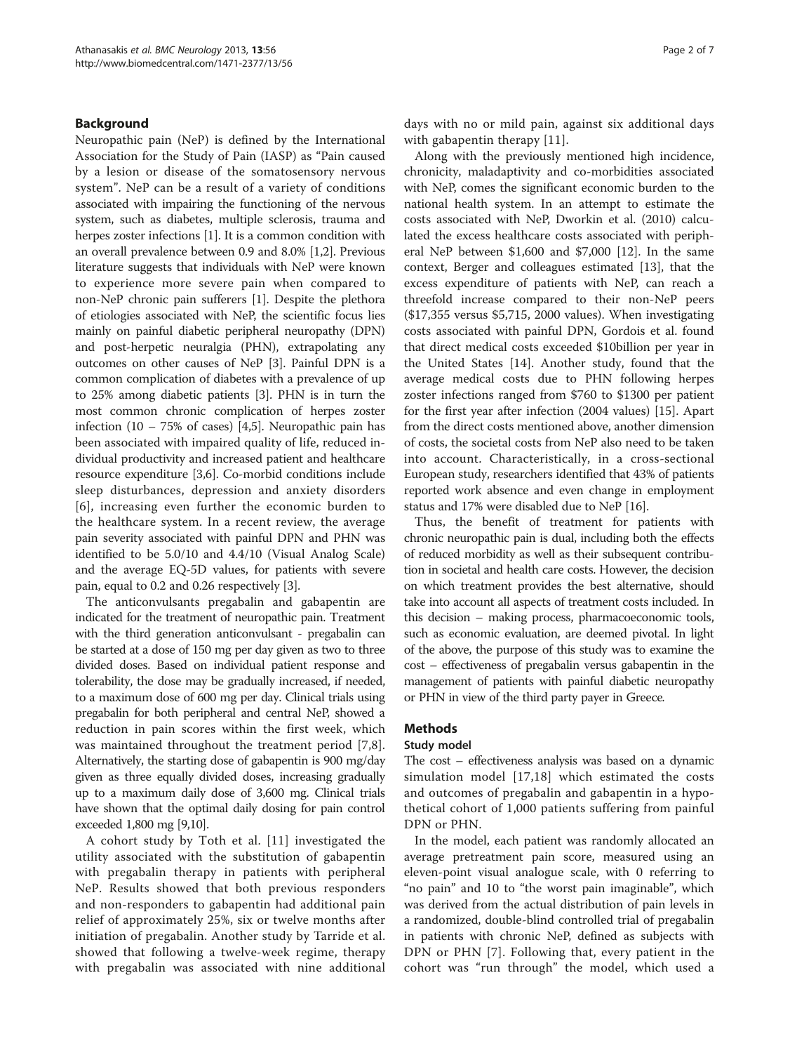## Background

Neuropathic pain (NeP) is defined by the International Association for the Study of Pain (IASP) as "Pain caused by a lesion or disease of the somatosensory nervous system". NeP can be a result of a variety of conditions associated with impairing the functioning of the nervous system, such as diabetes, multiple sclerosis, trauma and herpes zoster infections [1]. It is a common condition with an overall prevalence between 0.9 and 8.0% [1,2]. Previous literature suggests that individuals with NeP were known to experience more severe pain when compared to non-NeP chronic pain sufferers [1]. Despite the plethora of etiologies associated with NeP, the scientific focus lies mainly on painful diabetic peripheral neuropathy (DPN) and post-herpetic neuralgia (PHN), extrapolating any outcomes on other causes of NeP [3]. Painful DPN is a common complication of diabetes with a prevalence of up to 25% among diabetic patients [3]. PHN is in turn the most common chronic complication of herpes zoster infection (10 – 75% of cases) [4,5]. Neuropathic pain has been associated with impaired quality of life, reduced individual productivity and increased patient and healthcare resource expenditure [3,6]. Co-morbid conditions include sleep disturbances, depression and anxiety disorders [6], increasing even further the economic burden to the healthcare system. In a recent review, the average pain severity associated with painful DPN and PHN was identified to be 5.0/10 and 4.4/10 (Visual Analog Scale) and the average EQ-5D values, for patients with severe pain, equal to 0.2 and 0.26 respectively [3].

The anticonvulsants pregabalin and gabapentin are indicated for the treatment of neuropathic pain. Treatment with the third generation anticonvulsant - pregabalin can be started at a dose of 150 mg per day given as two to three divided doses. Based on individual patient response and tolerability, the dose may be gradually increased, if needed, to a maximum dose of 600 mg per day. Clinical trials using pregabalin for both peripheral and central NeP, showed a reduction in pain scores within the first week, which was maintained throughout the treatment period [7,8]. Alternatively, the starting dose of gabapentin is 900 mg/day given as three equally divided doses, increasing gradually up to a maximum daily dose of 3,600 mg. Clinical trials have shown that the optimal daily dosing for pain control exceeded 1,800 mg [9,10].

A cohort study by Toth et al. [11] investigated the utility associated with the substitution of gabapentin with pregabalin therapy in patients with peripheral NeP. Results showed that both previous responders and non-responders to gabapentin had additional pain relief of approximately 25%, six or twelve months after initiation of pregabalin. Another study by Tarride et al. showed that following a twelve-week regime, therapy with pregabalin was associated with nine additional days with no or mild pain, against six additional days with gabapentin therapy [11].

Along with the previously mentioned high incidence, chronicity, maladaptivity and co-morbidities associated with NeP, comes the significant economic burden to the national health system. In an attempt to estimate the costs associated with NeP, Dworkin et al. (2010) calculated the excess healthcare costs associated with peripheral NeP between $1,600 and $7,000 [12]. In the same context, Berger and colleagues estimated [13], that the excess expenditure of patients with NeP, can reach a threefold increase compared to their non-NeP peers ($17,355 versus $5,715, 2000 values). When investigating costs associated with painful DPN, Gordois et al. found that direct medical costs exceeded $10billion per year in the United States [14]. Another study, found that the average medical costs due to PHN following herpes zoster infections ranged from $760 to $1300 per patient for the first year after infection (2004 values) [15]. Apart from the direct costs mentioned above, another dimension of costs, the societal costs from NeP also need to be taken into account. Characteristically, in a cross-sectional European study, researchers identified that 43% of patients reported work absence and even change in employment status and 17% were disabled due to NeP [16].

Thus, the benefit of treatment for patients with chronic neuropathic pain is dual, including both the effects of reduced morbidity as well as their subsequent contribution in societal and health care costs. However, the decision on which treatment provides the best alternative, should take into account all aspects of treatment costs included. In this decision – making process, pharmacoeconomic tools, such as economic evaluation, are deemed pivotal. In light of the above, the purpose of this study was to examine the cost – effectiveness of pregabalin versus gabapentin in the management of patients with painful diabetic neuropathy or PHN in view of the third party payer in Greece.

## Methods

### Study model

The cost – effectiveness analysis was based on a dynamic simulation model [17,18] which estimated the costs and outcomes of pregabalin and gabapentin in a hypothetical cohort of 1,000 patients suffering from painful DPN or PHN.

In the model, each patient was randomly allocated an average pretreatment pain score, measured using an eleven-point visual analogue scale, with 0 referring to "no pain" and 10 to "the worst pain imaginable", which was derived from the actual distribution of pain levels in a randomized, double-blind controlled trial of pregabalin in patients with chronic NeP, defined as subjects with DPN or PHN [7]. Following that, every patient in the cohort was "run through" the model, which used a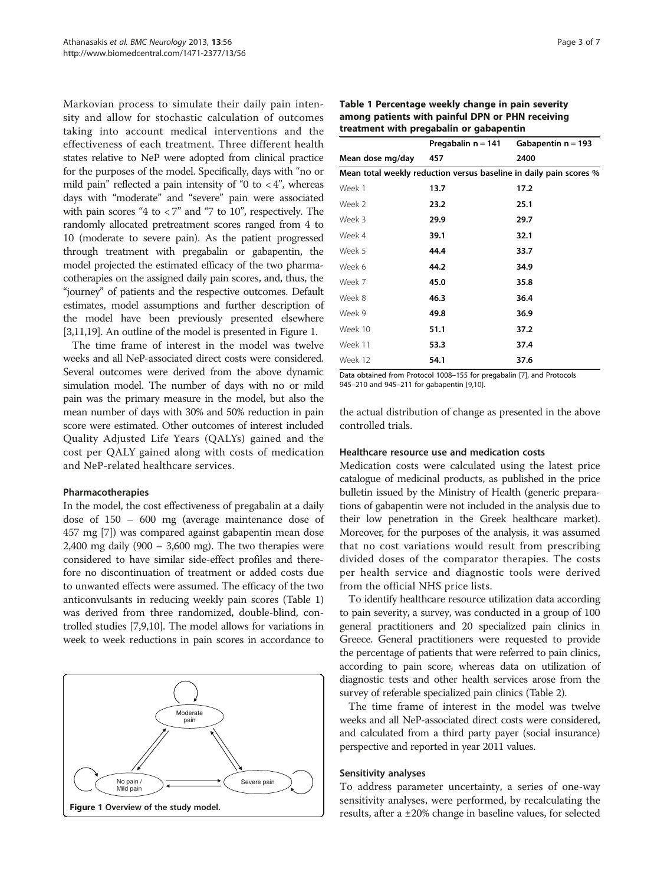Markovian process to simulate their daily pain intensity and allow for stochastic calculation of outcomes taking into account medical interventions and the effectiveness of each treatment. Three different health states relative to NeP were adopted from clinical practice for the purposes of the model. Specifically, days with "no or mild pain" reflected a pain intensity of "0 to < 4", whereas days with "moderate" and "severe" pain were associated with pain scores "4 to < 7" and "7 to 10", respectively. The randomly allocated pretreatment scores ranged from 4 to 10 (moderate to severe pain). As the patient progressed through treatment with pregabalin or gabapentin, the model projected the estimated efficacy of the two pharmacotherapies on the assigned daily pain scores, and, thus, the "journey" of patients and the respective outcomes. Default estimates, model assumptions and further description of the model have been previously presented elsewhere [3,11,19]. An outline of the model is presented in Figure 1.

The time frame of interest in the model was twelve weeks and all NeP-associated direct costs were considered. Several outcomes were derived from the above dynamic simulation model. The number of days with no or mild pain was the primary measure in the model, but also the mean number of days with 30% and 50% reduction in pain score were estimated. Other outcomes of interest included Quality Adjusted Life Years (QALYs) gained and the cost per QALY gained along with costs of medication and NeP-related healthcare services.

### Pharmacotherapies

In the model, the cost effectiveness of pregabalin at a daily dose of 150 – 600 mg (average maintenance dose of 457 mg [7]) was compared against gabapentin mean dose 2,400 mg daily (900 – 3,600 mg). The two therapies were considered to have similar side-effect profiles and therefore no discontinuation of treatment or added costs due to unwanted effects were assumed. The efficacy of the two anticonvulsants in reducing weekly pain scores (Table 1) was derived from three randomized, double-blind, controlled studies [7,9,10]. The model allows for variations in week to week reductions in pain scores in accordance to

**Figure 1 Overview of the study model.**

**Table 1 Percentage weekly change in pain severity among patients with painful DPN or PHN receiving treatment with pregabalin or gabapentin**

| | Pregabalin n = 141 | Gabapentin n = 193 |
|---|---|---|
| Mean dose mg/day | 457 | 2400 |
| **Mean total weekly reduction versus baseline in daily pain scores %** | | |
| Week 1 | **13.7** | **17.2** |
| Week 2 | **23.2** | **25.1** |
| Week 3 | **29.9** | **29.7** |
| Week 4 | **39.1** | **32.1** |
| Week 5 | **44.4** | **33.7** |
| Week 6 | **44.2** | **34.9** |
| Week 7 | **45.0** | **35.8** |
| Week 8 | **46.3** | **36.4** |
| Week 9 | **49.8** | **36.9** |
| Week 10 | **51.1** | **37.2** |
| Week 11 | **53.3** | **37.4** |
| Week 12 | **54.1** | **37.6** |

Data obtained from Protocol 1008–155 for pregabalin [7], and Protocols 945–210 and 945–211 for gabapentin [9,10].

the actual distribution of change as presented in the above controlled trials.

### Healthcare resource use and medication costs

Medication costs were calculated using the latest price catalogue of medicinal products, as published in the price bulletin issued by the Ministry of Health (generic preparations of gabapentin were not included in the analysis due to their low penetration in the Greek healthcare market). Moreover, for the purposes of the analysis, it was assumed that no cost variations would result from prescribing divided doses of the comparator therapies. The costs per health service and diagnostic tools were derived from the official NHS price lists.

To identify healthcare resource utilization data according to pain severity, a survey, was conducted in a group of 100 general practitioners and 20 specialized pain clinics in Greece. General practitioners were requested to provide the percentage of patients that were referred to pain clinics, according to pain score, whereas data on utilization of diagnostic tests and other health services arose from the survey of referable specialized pain clinics (Table 2).

The time frame of interest in the model was twelve weeks and all NeP-associated direct costs were considered, and calculated from a third party payer (social insurance) perspective and reported in year 2011 values.

### Sensitivity analyses

To address parameter uncertainty, a series of one-way sensitivity analyses, were performed, by recalculating the results, after a ±20% change in baseline values, for selected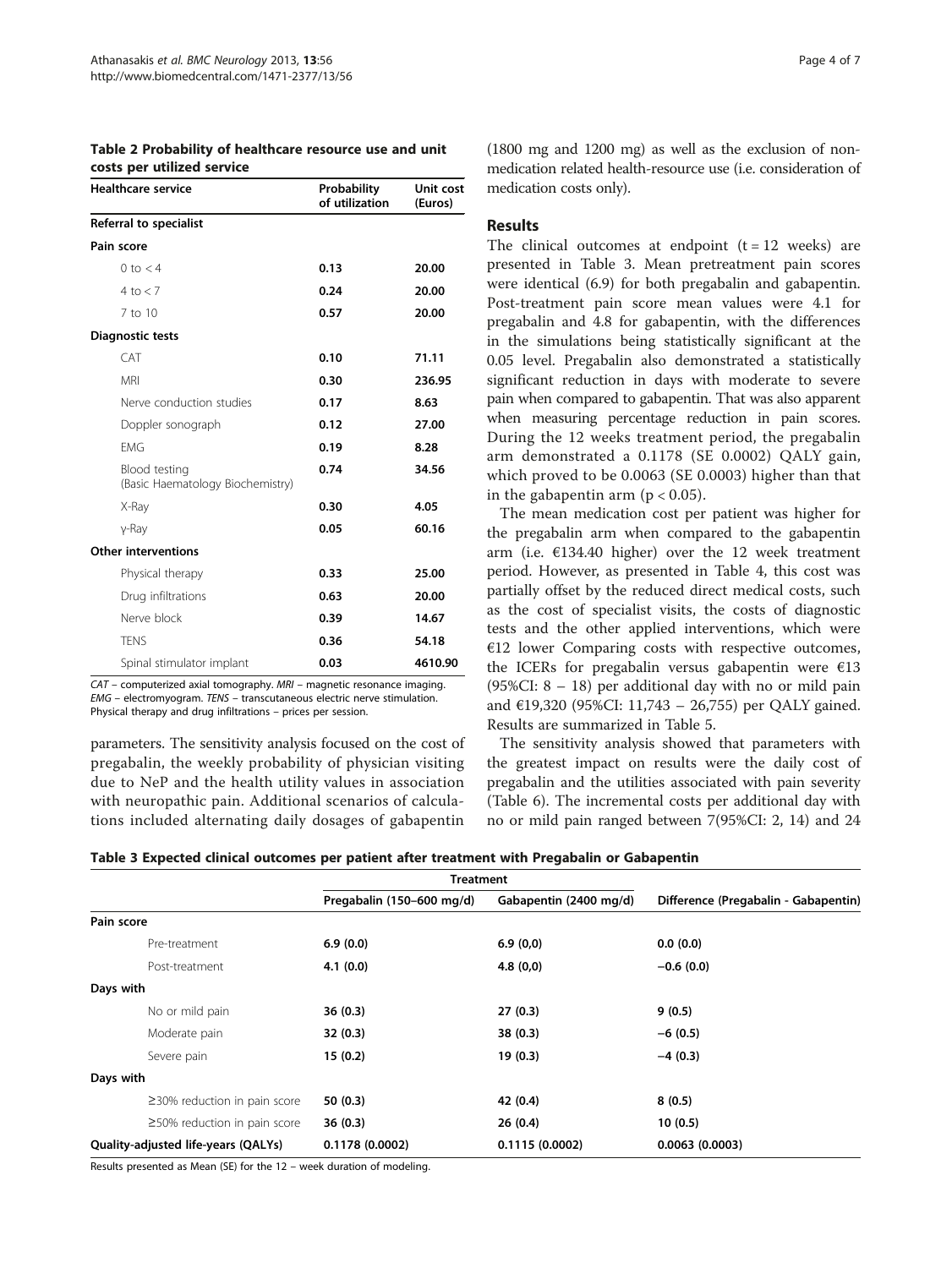**Table 2 Probability of healthcare resource use and unit costs per utilized service**

| Healthcare service | Probability of utilization | Unit cost (Euros) |
|---|---|---|
| **Referral to specialist** | | |
| **Pain score** | | |
| 0 to < 4 | **0.13** | **20.00** |
| 4 to < 7 | **0.24** | **20.00** |
| 7 to 10 | **0.57** | **20.00** |
| **Diagnostic tests** | | |
| CAT | **0.10** | **71.11** |
| MRI | **0.30** | **236.95** |
| Nerve conduction studies | **0.17** | **8.63** |
| Doppler sonograph | **0.12** | **27.00** |
| EMG | **0.19** | **8.28** |
| Blood testing (Basic Haematology Biochemistry) | **0.74** | **34.56** |
| X-Ray | **0.30** | **4.05** |
| γ-Ray | **0.05** | **60.16** |
| **Other interventions** | | |
| Physical therapy | **0.33** | **25.00** |
| Drug infiltrations | **0.63** | **20.00** |
| Nerve block | **0.39** | **14.67** |
| TENS | **0.36** | **54.18** |
| Spinal stimulator implant | **0.03** | **4610.90** |

*CAT* – computerized axial tomography. *MRI* – magnetic resonance imaging. *EMG* – electromyogram. *TENS* – transcutaneous electric nerve stimulation. Physical therapy and drug infiltrations – prices per session.

parameters. The sensitivity analysis focused on the cost of pregabalin, the weekly probability of physician visiting due to NeP and the health utility values in association with neuropathic pain. Additional scenarios of calculations included alternating daily dosages of gabapentin (1800 mg and 1200 mg) as well as the exclusion of non-medication related health-resource use (i.e. consideration of medication costs only).

## Results

The clinical outcomes at endpoint (t = 12 weeks) are presented in Table 3. Mean pretreatment pain scores were identical (6.9) for both pregabalin and gabapentin. Post-treatment pain score mean values were 4.1 for pregabalin and 4.8 for gabapentin, with the differences in the simulations being statistically significant at the 0.05 level. Pregabalin also demonstrated a statistically significant reduction in days with moderate to severe pain when compared to gabapentin. That was also apparent when measuring percentage reduction in pain scores. During the 12 weeks treatment period, the pregabalin arm demonstrated a 0.1178 (SE 0.0002) QALY gain, which proved to be 0.0063 (SE 0.0003) higher than that in the gabapentin arm ($p < 0.05$).

The mean medication cost per patient was higher for the pregabalin arm when compared to the gabapentin arm (i.e. €134.40 higher) over the 12 week treatment period. However, as presented in Table 4, this cost was partially offset by the reduced direct medical costs, such as the cost of specialist visits, the costs of diagnostic tests and the other applied interventions, which were €12 lower Comparing costs with respective outcomes, the ICERs for pregabalin versus gabapentin were €13 (95%CI: 8 – 18) per additional day with no or mild pain and €19,320 (95%CI: 11,743 – 26,755) per QALY gained. Results are summarized in Table 5.

The sensitivity analysis showed that parameters with the greatest impact on results were the daily cost of pregabalin and the utilities associated with pain severity (Table 6). The incremental costs per additional day with no or mild pain ranged between 7(95%CI: 2, 14) and 24

**Table 3 Expected clinical outcomes per patient after treatment with Pregabalin or Gabapentin**

| | Treatment | | |
|---|---|---|---|
| | Pregabalin (150–600 mg/d) | Gabapentin (2400 mg/d) | Difference (Pregabalin - Gabapentin) |
| **Pain score** | | | |
| Pre-treatment | **6.9 (0.0)** | **6.9 (0,0)** | **0.0 (0.0)** |
| Post-treatment | **4.1 (0.0)** | **4.8 (0,0)** | **−0.6 (0.0)** |
| **Days with** | | | |
| No or mild pain | **36 (0.3)** | **27 (0.3)** | **9 (0.5)** |
| Moderate pain | **32 (0.3)** | **38 (0.3)** | **−6 (0.5)** |
| Severe pain | **15 (0.2)** | **19 (0.3)** | **−4 (0.3)** |
| **Days with** | | | |
| ≥30% reduction in pain score | **50 (0.3)** | **42 (0.4)** | **8 (0.5)** |
| ≥50% reduction in pain score | **36 (0.3)** | **26 (0.4)** | **10 (0.5)** |
| **Quality-adjusted life-years (QALYs)** | **0.1178 (0.0002)** | **0.1115 (0.0002)** | **0.0063 (0.0003)** |

Results presented as Mean (SE) for the 12 – week duration of modeling.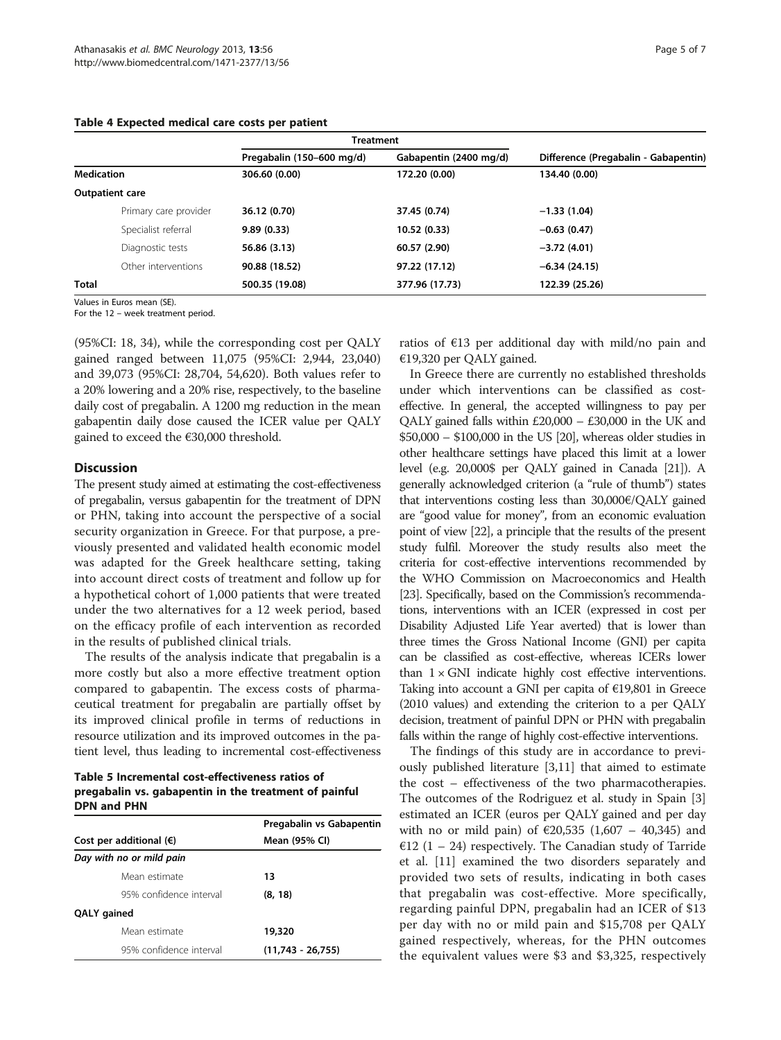**Table 4 Expected medical care costs per patient**

| | | Treatment | | |
|---|---|---|---|---|
| | | Pregabalin (150–600 mg/d) | Gabapentin (2400 mg/d) | Difference (Pregabalin - Gabapentin) |
| **Medication** | | **306.60 (0.00)** | **172.20 (0.00)** | **134.40 (0.00)** |
| **Outpatient care** | | | | |
| | Primary care provider | **36.12 (0.70)** | **37.45 (0.74)** | **−1.33 (1.04)** |
| | Specialist referral | **9.89 (0.33)** | **10.52 (0.33)** | **−0.63 (0.47)** |
| | Diagnostic tests | **56.86 (3.13)** | **60.57 (2.90)** | **−3.72 (4.01)** |
| | Other interventions | **90.88 (18.52)** | **97.22 (17.12)** | **−6.34 (24.15)** |
| **Total** | | **500.35 (19.08)** | **377.96 (17.73)** | **122.39 (25.26)** |

Values in Euros mean (SE).
For the 12 – week treatment period.

(95%CI: 18, 34), while the corresponding cost per QALY gained ranged between 11,075 (95%CI: 2,944, 23,040) and 39,073 (95%CI: 28,704, 54,620). Both values refer to a 20% lowering and a 20% rise, respectively, to the baseline daily cost of pregabalin. A 1200 mg reduction in the mean gabapentin daily dose caused the ICER value per QALY gained to exceed the €30,000 threshold.

## Discussion

The present study aimed at estimating the cost-effectiveness of pregabalin, versus gabapentin for the treatment of DPN or PHN, taking into account the perspective of a social security organization in Greece. For that purpose, a previously presented and validated health economic model was adapted for the Greek healthcare setting, taking into account direct costs of treatment and follow up for a hypothetical cohort of 1,000 patients that were treated under the two alternatives for a 12 week period, based on the efficacy profile of each intervention as recorded in the results of published clinical trials.

The results of the analysis indicate that pregabalin is a more costly but also a more effective treatment option compared to gabapentin. The excess costs of pharmaceutical treatment for pregabalin are partially offset by its improved clinical profile in terms of reductions in resource utilization and its improved outcomes in the patient level, thus leading to incremental cost-effectiveness ratios of €13 per additional day with mild/no pain and €19,320 per QALY gained.

**Table 5 Incremental cost-effectiveness ratios of pregabalin vs. gabapentin in the treatment of painful DPN and PHN**

| Cost per additional (€) | | Pregabalin vs Gabapentin Mean (95% CI) |
|---|---|---|
| *Day with no or mild pain* | | |
| | Mean estimate | **13** |
| | 95% confidence interval | **(8, 18)** |
| **QALY gained** | | |
| | Mean estimate | **19,320** |
| | 95% confidence interval | **(11,743 - 26,755)** |

In Greece there are currently no established thresholds under which interventions can be classified as cost-effective. In general, the accepted willingness to pay per QALY gained falls within £20,000 – £30,000 in the UK and $50,000 – $100,000 in the US [20], whereas older studies in other healthcare settings have placed this limit at a lower level (e.g. 20,000$ per QALY gained in Canada [21]). A generally acknowledged criterion (a "rule of thumb") states that interventions costing less than 30,000€/QALY gained are "good value for money", from an economic evaluation point of view [22], a principle that the results of the present study fulfil. Moreover the study results also meet the criteria for cost-effective interventions recommended by the WHO Commission on Macroeconomics and Health [23]. Specifically, based on the Commission's recommendations, interventions with an ICER (expressed in cost per Disability Adjusted Life Year averted) that is lower than three times the Gross National Income (GNI) per capita can be classified as cost-effective, whereas ICERs lower than $1 \times$ GNI indicate highly cost effective interventions. Taking into account a GNI per capita of €19,801 in Greece (2010 values) and extending the criterion to a per QALY decision, treatment of painful DPN or PHN with pregabalin falls within the range of highly cost-effective interventions.

The findings of this study are in accordance to previously published literature [3,11] that aimed to estimate the cost – effectiveness of the two pharmacotherapies. The outcomes of the Rodriguez et al. study in Spain [3] estimated an ICER (euros per QALY gained and per day with no or mild pain) of €20,535 (1,607 – 40,345) and €12 (1 – 24) respectively. The Canadian study of Tarride et al. [11] examined the two disorders separately and provided two sets of results, indicating in both cases that pregabalin was cost-effective. More specifically, regarding painful DPN, pregabalin had an ICER of $13 per day with no or mild pain and $15,708 per QALY gained respectively, whereas, for the PHN outcomes the equivalent values were $3 and $3,325, respectively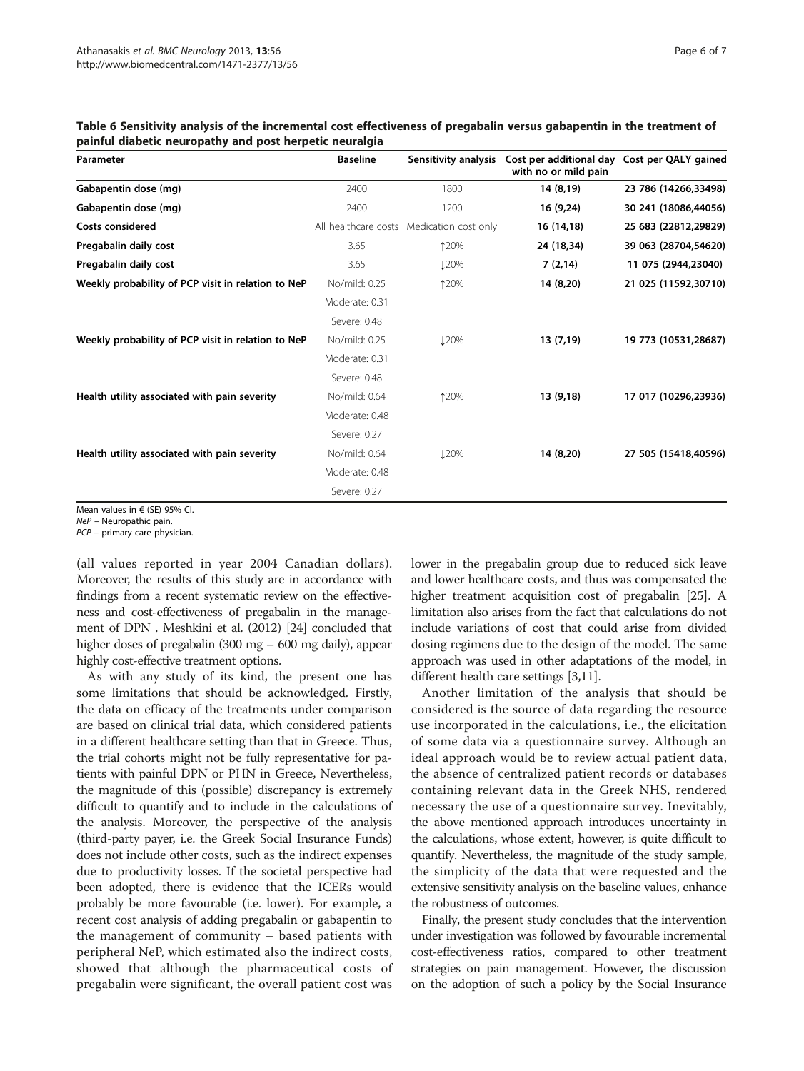**Table 6 Sensitivity analysis of the incremental cost effectiveness of pregabalin versus gabapentin in the treatment of painful diabetic neuropathy and post herpetic neuralgia**

| Parameter | Baseline | Sensitivity analysis | Cost per additional day with no or mild pain | Cost per QALY gained |
|---|---|---|---|---|
| **Gabapentin dose (mg)** | 2400 | 1800 | **14 (8,19)** | **23 786 (14266,33498)** |
| **Gabapentin dose (mg)** | 2400 | 1200 | **16 (9,24)** | **30 241 (18086,44056)** |
| **Costs considered** | All healthcare costs | Medication cost only | **16 (14,18)** | **25 683 (22812,29829)** |
| **Pregabalin daily cost** | 3.65 | ↑20% | **24 (18,34)** | **39 063 (28704,54620)** |
| **Pregabalin daily cost** | 3.65 | ↓20% | **7 (2,14)** | **11 075 (2944,23040)** |
| **Weekly probability of PCP visit in relation to NeP** | No/mild: 0.25 | ↑20% | **14 (8,20)** | **21 025 (11592,30710)** |
| | Moderate: 0.31 | | | |
| | Severe: 0.48 | | | |
| **Weekly probability of PCP visit in relation to NeP** | No/mild: 0.25 | ↓20% | **13 (7,19)** | **19 773 (10531,28687)** |
| | Moderate: 0.31 | | | |
| | Severe: 0.48 | | | |
| **Health utility associated with pain severity** | No/mild: 0.64 | ↑20% | **13 (9,18)** | **17 017 (10296,23936)** |
| | Moderate: 0.48 | | | |
| | Severe: 0.27 | | | |
| **Health utility associated with pain severity** | No/mild: 0.64 | ↓20% | **14 (8,20)** | **27 505 (15418,40596)** |
| | Moderate: 0.48 | | | |
| | Severe: 0.27 | | | |

Mean values in € (SE) 95% CI.
*NeP* – Neuropathic pain.
*PCP* – primary care physician.

(all values reported in year 2004 Canadian dollars). Moreover, the results of this study are in accordance with findings from a recent systematic review on the effectiveness and cost-effectiveness of pregabalin in the management of DPN . Meshkini et al. (2012) [24] concluded that higher doses of pregabalin (300 mg – 600 mg daily), appear highly cost-effective treatment options.

As with any study of its kind, the present one has some limitations that should be acknowledged. Firstly, the data on efficacy of the treatments under comparison are based on clinical trial data, which considered patients in a different healthcare setting than that in Greece. Thus, the trial cohorts might not be fully representative for patients with painful DPN or PHN in Greece, Nevertheless, the magnitude of this (possible) discrepancy is extremely difficult to quantify and to include in the calculations of the analysis. Moreover, the perspective of the analysis (third-party payer, i.e. the Greek Social Insurance Funds) does not include other costs, such as the indirect expenses due to productivity losses. If the societal perspective had been adopted, there is evidence that the ICERs would probably be more favourable (i.e. lower). For example, a recent cost analysis of adding pregabalin or gabapentin to the management of community – based patients with peripheral NeP, which estimated also the indirect costs, showed that although the pharmaceutical costs of pregabalin were significant, the overall patient cost was lower in the pregabalin group due to reduced sick leave and lower healthcare costs, and thus was compensated the higher treatment acquisition cost of pregabalin [25]. A limitation also arises from the fact that calculations do not include variations of cost that could arise from divided dosing regimens due to the design of the model. The same approach was used in other adaptations of the model, in different health care settings [3,11].

Another limitation of the analysis that should be considered is the source of data regarding the resource use incorporated in the calculations, i.e., the elicitation of some data via a questionnaire survey. Although an ideal approach would be to review actual patient data, the absence of centralized patient records or databases containing relevant data in the Greek NHS, rendered necessary the use of a questionnaire survey. Inevitably, the above mentioned approach introduces uncertainty in the calculations, whose extent, however, is quite difficult to quantify. Nevertheless, the magnitude of the study sample, the simplicity of the data that were requested and the extensive sensitivity analysis on the baseline values, enhance the robustness of outcomes.

Finally, the present study concludes that the intervention under investigation was followed by favourable incremental cost-effectiveness ratios, compared to other treatment strategies on pain management. However, the discussion on the adoption of such a policy by the Social Insurance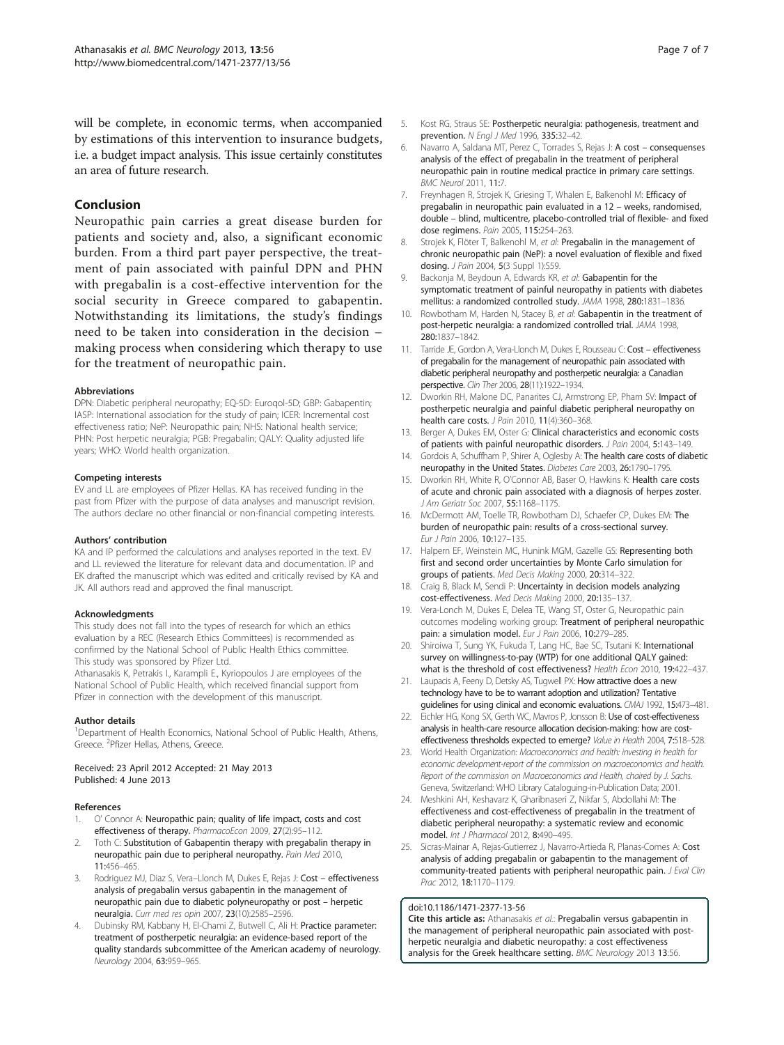will be complete, in economic terms, when accompanied by estimations of this intervention to insurance budgets, i.e. a budget impact analysis. This issue certainly constitutes an area of future research.

## Conclusion

Neuropathic pain carries a great disease burden for patients and society and, also, a significant economic burden. From a third part payer perspective, the treatment of pain associated with painful DPN and PHN with pregabalin is a cost-effective intervention for the social security in Greece compared to gabapentin. Notwithstanding its limitations, the study's findings need to be taken into consideration in the decision – making process when considering which therapy to use for the treatment of neuropathic pain.

#### Abbreviations

DPN: Diabetic peripheral neuropathy; EQ-5D: Euroqol-5D; GBP: Gabapentin; IASP: International association for the study of pain; ICER: Incremental cost effectiveness ratio; NeP: Neuropathic pain; NHS: National health service; PHN: Post herpetic neuralgia; PGB: Pregabalin; QALY: Quality adjusted life years; WHO: World health organization.

#### Competing interests

EV and LL are employees of Pfizer Hellas. KA has received funding in the past from Pfizer with the purpose of data analyses and manuscript revision. The authors declare no other financial or non-financial competing interests.

#### Authors' contribution

KA and IP performed the calculations and analyses reported in the text. EV and LL reviewed the literature for relevant data and documentation. IP and EK drafted the manuscript which was edited and critically revised by KA and JK. All authors read and approved the final manuscript.

#### Acknowledgments

This study does not fall into the types of research for which an ethics evaluation by a REC (Research Ethics Committees) is recommended as confirmed by the National School of Public Health Ethics committee. This study was sponsored by Pfizer Ltd.

Athanasakis K, Petrakis I., Karampli E., Kyriopoulos J are employees of the National School of Public Health, which received financial support from Pfizer in connection with the development of this manuscript.

#### Author details

[1]Department of Health Economics, National School of Public Health, Athens, Greece. [2]Pfizer Hellas, Athens, Greece.

Received: 23 April 2012 Accepted: 21 May 2013
Published: 4 June 2013

#### References

1. O' Connor A: **Neuropathic pain; quality of life impact, costs and cost effectiveness of therapy.** *PharmacoEcon* 2009, **27**(2):95–112.
2. Toth C: **Substitution of Gabapentin therapy with pregabalin therapy in neuropathic pain due to peripheral neuropathy.** *Pain Med* 2010, **11**:456–465.
3. Rodriguez MJ, Diaz S, Vera–Llonch M, Dukes E, Rejas J: **Cost – effectiveness analysis of pregabalin versus gabapentin in the management of neuropathic pain due to diabetic polyneuropathy or post – herpetic neuralgia.** *Curr med res opin* 2007, **23**(10):2585–2596.
4. Dubinsky RM, Kabbany H, El-Chami Z, Butwell C, Ali H: **Practice parameter: treatment of postherpetic neuralgia: an evidence-based report of the quality standards subcommittee of the American academy of neurology.** *Neurology* 2004, **63**:959–965.
5. Kost RG, Straus SE: **Postherpetic neuralgia: pathogenesis, treatment and prevention.** *N Engl J Med* 1996, **335**:32–42.
6. Navarro A, Saldana MT, Perez C, Torrades S, Rejas J: **A cost – consequenses analysis of the effect of pregabalin in the treatment of peripheral neuropathic pain in routine medical practice in primary care settings.** *BMC Neurol* 2011, **11**:7.
7. Freynhagen R, Strojek K, Griesing T, Whalen E, Balkenohl M: **Efficacy of pregabalin in neuropathic pain evaluated in a 12 – weeks, randomised, double – blind, multicentre, placebo-controlled trial of flexible- and fixed dose regimens.** *Pain* 2005, **115**:254–263.
8. Strojek K, Flöter T, Balkenohl M, *et al*: **Pregabalin in the management of chronic neuropathic pain (NeP): a novel evaluation of flexible and fixed dosing.** *J Pain* 2004, **5**(3 Suppl 1):S59.
9. Backonja M, Beydoun A, Edwards KR, *et al*: **Gabapentin for the symptomatic treatment of painful neuropathy in patients with diabetes mellitus: a randomized controlled study.** *JAMA* 1998, **280**:1831–1836.
10. Rowbotham M, Harden N, Stacey B, *et al*: **Gabapentin in the treatment of post-herpetic neuralgia: a randomized controlled trial.** *JAMA* 1998, **280**:1837–1842.
11. Tarride JE, Gordon A, Vera-Llonch M, Dukes E, Rousseau C: **Cost – effectiveness of pregabalin for the management of neuropathic pain associated with diabetic peripheral neuropathy and postherpetic neuralgia: a Canadian perspective.** *Clin Ther* 2006, **28**(11):1922–1934.
12. Dworkin RH, Malone DC, Panarites CJ, Armstrong EP, Pham SV: **Impact of postherpetic neuralgia and painful diabetic peripheral neuropathy on health care costs.** *J Pain* 2010, **11**(4):360–368.
13. Berger A, Dukes EM, Oster G: **Clinical characteristics and economic costs of patients with painful neuropathic disorders.** *J Pain* 2004, **5**:143–149.
14. Gordois A, Schuffham P, Shirer A, Oglesby A: **The health care costs of diabetic neuropathy in the United States.** *Diabetes Care* 2003, **26**:1790–1795.
15. Dworkin RH, White R, O'Connor AB, Baser O, Hawkins K: **Health care costs of acute and chronic pain associated with a diagnosis of herpes zoster.** *J Am Geriatr Soc* 2007, **55**:1168–1175.
16. McDermott AM, Toelle TR, Rowbotham DJ, Schaefer CP, Dukes EM: **The burden of neuropathic pain: results of a cross-sectional survey.** *Eur J Pain* 2006, **10**:127–135.
17. Halpern EF, Weinstein MC, Hunink MGM, Gazelle GS: **Representing both first and second order uncertainties by Monte Carlo simulation for groups of patients.** *Med Decis Making* 2000, **20**:314–322.
18. Craig B, Black M, Sendi P: **Uncertainty in decision models analyzing cost-effectiveness.** *Med Decis Making* 2000, **20**:135–137.
19. Vera-Lonch M, Dukes E, Delea TE, Wang ST, Oster G, Neuropathic pain outcomes modeling working group: **Treatment of peripheral neuropathic pain: a simulation model.** *Eur J Pain* 2006, **10**:279–285.
20. Shiroiwa T, Sung YK, Fukuda T, Lang HC, Bae SC, Tsutani K: **International survey on willingness-to-pay (WTP) for one additional QALY gained: what is the threshold of cost effectiveness?** *Health Econ* 2010, **19**:422–437.
21. Laupacis A, Feeny D, Detsky AS, Tugwell PX: **How attractive does a new technology have to be to warrant adoption and utilization? Tentative guidelines for using clinical and economic evaluations.** *CMAJ* 1992, **15**:473–481.
22. Eichler HG, Kong SX, Gerth WC, Mavros P, Jonsson B: **Use of cost-effectiveness analysis in health-care resource allocation decision-making: how are cost-effectiveness thresholds expected to emerge?** *Value in Health* 2004, **7**:518–528.
23. World Health Organization: *Macroeconomics and health: investing in health for economic development-report of the commission on macroeconomics and health. Report of the commission on Macroeconomics and Health, chaired by J. Sachs.* Geneva, Switzerland: WHO Library Cataloguing-in-Publication Data; 2001.
24. Meshkini AH, Keshavarz K, Gharibnaseri Z, Nikfar S, Abdollahi M: **The effectiveness and cost-effectiveness of pregabalin in the treatment of diabetic peripheral neuropathy: a systematic review and economic model.** *Int J Pharmacol* 2012, **8**:490–495.
25. Sicras-Mainar A, Rejas-Gutierrez J, Navarro-Artieda R, Planas-Comes A: **Cost analysis of adding pregabalin or gabapentin to the management of community-treated patients with peripheral neuropathic pain.** *J Eval Clin Prac* 2012, **18**:1170–1179.

doi:10.1186/1471-2377-13-56

**Cite this article as:** Athanasakis *et al.*: Pregabalin versus gabapentin in the management of peripheral neuropathic pain associated with post-herpetic neuralgia and diabetic neuropathy: a cost effectiveness analysis for the Greek healthcare setting. *BMC Neurology* 2013 13:56.